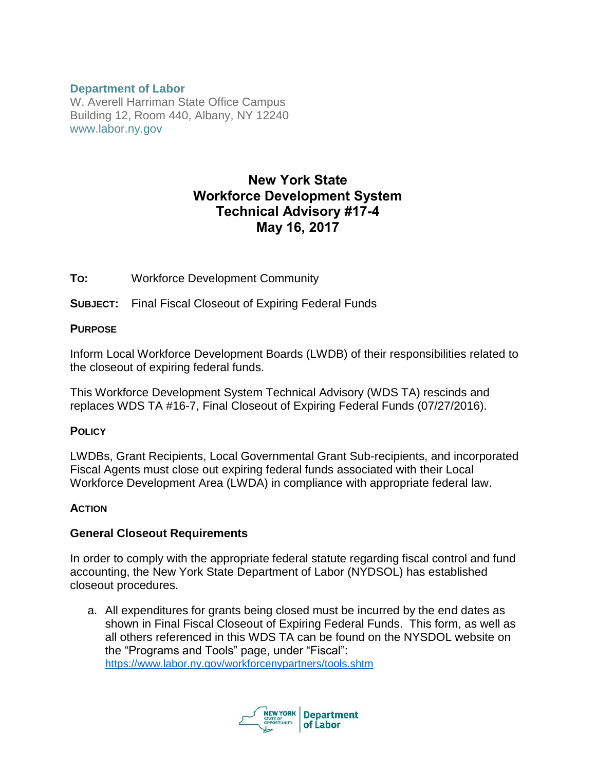**Department of Labor**
W. Averell Harriman State Office Campus
Building 12, Room 440, Albany, NY 12240
www.labor.ny.gov

# New York State Workforce Development System Technical Advisory #17-4 May 16, 2017

**TO:** Workforce Development Community

**SUBJECT:** Final Fiscal Closeout of Expiring Federal Funds

## PURPOSE

Inform Local Workforce Development Boards (LWDB) of their responsibilities related to the closeout of expiring federal funds.

This Workforce Development System Technical Advisory (WDS TA) rescinds and replaces WDS TA #16-7, Final Closeout of Expiring Federal Funds (07/27/2016).

## POLICY

LWDBs, Grant Recipients, Local Governmental Grant Sub-recipients, and incorporated Fiscal Agents must close out expiring federal funds associated with their Local Workforce Development Area (LWDA) in compliance with appropriate federal law.

## ACTION

### General Closeout Requirements

In order to comply with the appropriate federal statute regarding fiscal control and fund accounting, the New York State Department of Labor (NYDSOL) has established closeout procedures.

a. All expenditures for grants being closed must be incurred by the end dates as shown in Final Fiscal Closeout of Expiring Federal Funds. This form, as well as all others referenced in this WDS TA can be found on the NYSDOL website on the "Programs and Tools" page, under "Fiscal": https://www.labor.ny.gov/workforcenypartners/tools.shtm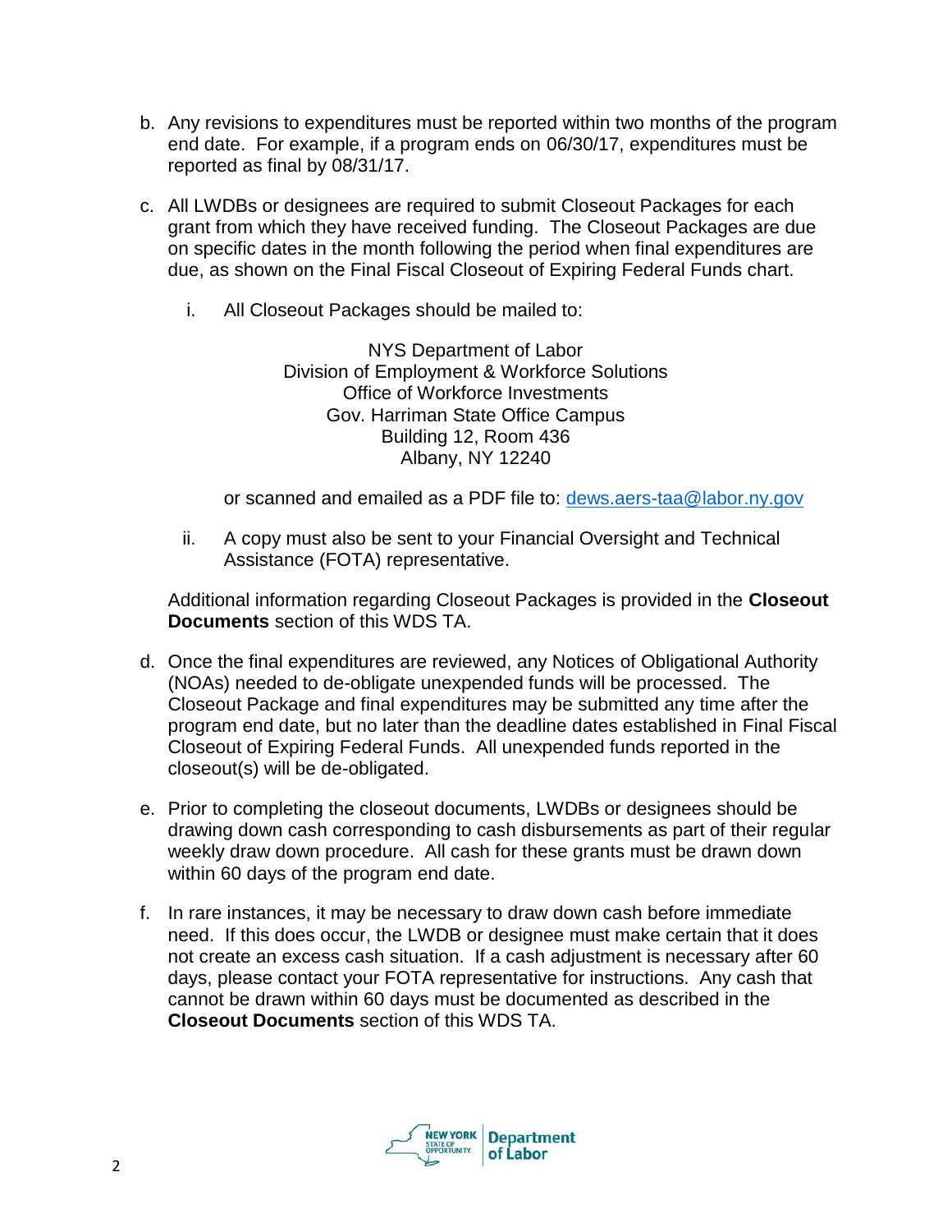b. Any revisions to expenditures must be reported within two months of the program end date. For example, if a program ends on 06/30/17, expenditures must be reported as final by 08/31/17.

c. All LWDBs or designees are required to submit Closeout Packages for each grant from which they have received funding. The Closeout Packages are due on specific dates in the month following the period when final expenditures are due, as shown on the Final Fiscal Closeout of Expiring Federal Funds chart.

   i. All Closeout Packages should be mailed to:

      NYS Department of Labor
      Division of Employment & Workforce Solutions
      Office of Workforce Investments
      Gov. Harriman State Office Campus
      Building 12, Room 436
      Albany, NY 12240

      or scanned and emailed as a PDF file to: dews.aers-taa@labor.ny.gov

   ii. A copy must also be sent to your Financial Oversight and Technical Assistance (FOTA) representative.

   Additional information regarding Closeout Packages is provided in the **Closeout Documents** section of this WDS TA.

d. Once the final expenditures are reviewed, any Notices of Obligational Authority (NOAs) needed to de-obligate unexpended funds will be processed. The Closeout Package and final expenditures may be submitted any time after the program end date, but no later than the deadline dates established in Final Fiscal Closeout of Expiring Federal Funds. All unexpended funds reported in the closeout(s) will be de-obligated.

e. Prior to completing the closeout documents, LWDBs or designees should be drawing down cash corresponding to cash disbursements as part of their regular weekly draw down procedure. All cash for these grants must be drawn down within 60 days of the program end date.

f. In rare instances, it may be necessary to draw down cash before immediate need. If this does occur, the LWDB or designee must make certain that it does not create an excess cash situation. If a cash adjustment is necessary after 60 days, please contact your FOTA representative for instructions. Any cash that cannot be drawn within 60 days must be documented as described in the **Closeout Documents** section of this WDS TA.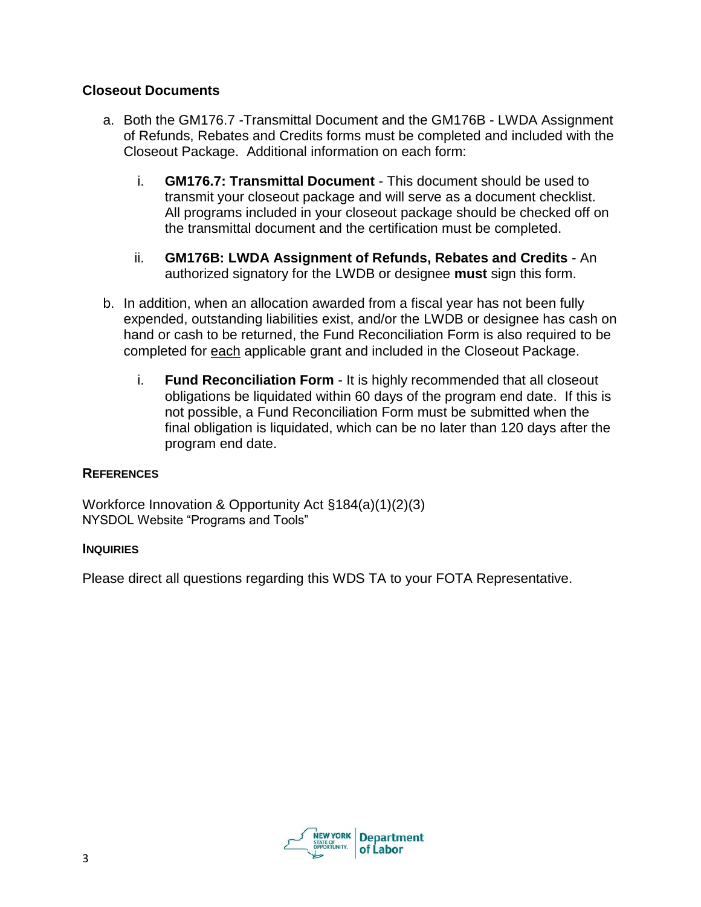### Closeout Documents

a. Both the GM176.7 -Transmittal Document and the GM176B - LWDA Assignment of Refunds, Rebates and Credits forms must be completed and included with the Closeout Package. Additional information on each form:

   i. **GM176.7: Transmittal Document** - This document should be used to transmit your closeout package and will serve as a document checklist. All programs included in your closeout package should be checked off on the transmittal document and the certification must be completed.

   ii. **GM176B: LWDA Assignment of Refunds, Rebates and Credits** - An authorized signatory for the LWDB or designee **must** sign this form.

b. In addition, when an allocation awarded from a fiscal year has not been fully expended, outstanding liabilities exist, and/or the LWDB or designee has cash on hand or cash to be returned, the Fund Reconciliation Form is also required to be completed for <u>each</u> applicable grant and included in the Closeout Package.

   i. **Fund Reconciliation Form** - It is highly recommended that all closeout obligations be liquidated within 60 days of the program end date. If this is not possible, a Fund Reconciliation Form must be submitted when the final obligation is liquidated, which can be no later than 120 days after the program end date.

### REFERENCES

Workforce Innovation & Opportunity Act §184(a)(1)(2)(3)
NYSDOL Website "Programs and Tools"

### INQUIRIES

Please direct all questions regarding this WDS TA to your FOTA Representative.